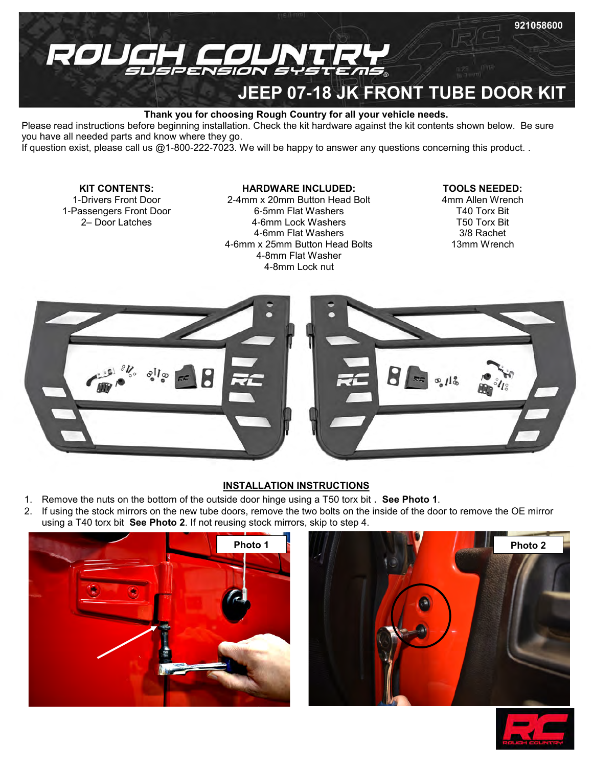921058600

# JEEP 07-18 JK FRONT TUBE DOOR KIT

**Thank you for choosing Rough Country for all your vehicle needs.**

Please read instructions before beginning installation. Check the kit hardware against the kit contents shown below. Be sure you have all needed parts and know where they go.

If question exist, please call us @1-800-222-7023. We will be happy to answer any questions concerning this product. .

**KIT CONTENTS:**
1-Drivers Front Door
1-Passengers Front Door
2– Door Latches

**HARDWARE INCLUDED:**
2-4mm x 20mm Button Head Bolt
6-5mm Flat Washers
4-6mm Lock Washers
4-6mm Flat Washers
4-6mm x 25mm Button Head Bolts
4-8mm Flat Washer
4-8mm Lock nut

**TOOLS NEEDED:**
4mm Allen Wrench
T40 Torx Bit
T50 Torx Bit
3/8 Rachet
13mm Wrench

## INSTALLATION INSTRUCTIONS

1. Remove the nuts on the bottom of the outside door hinge using a T50 torx bit . **See Photo 1**.
2. If using the stock mirrors on the new tube doors, remove the two bolts on the inside of the door to remove the OE mirror using a T40 torx bit **See Photo 2**. If not reusing stock mirrors, skip to step 4.

Photo 1

Photo 2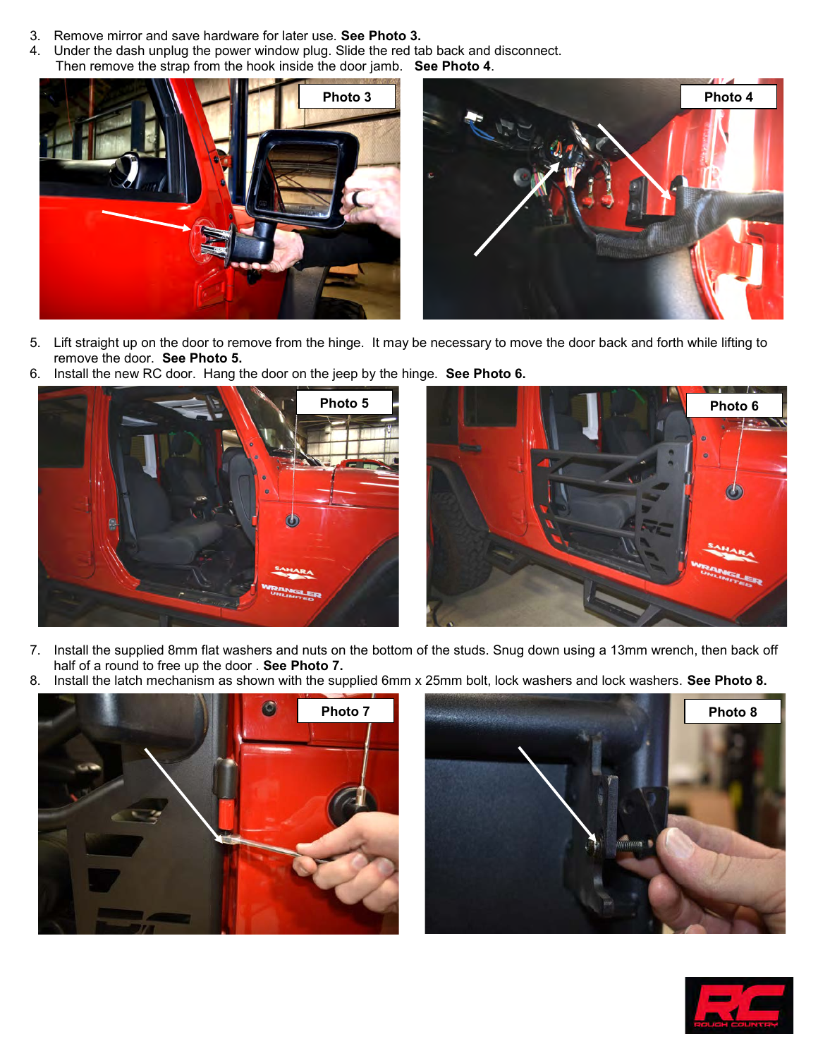3. Remove mirror and save hardware for later use. **See Photo 3.**
4. Under the dash unplug the power window plug. Slide the red tab back and disconnect. Then remove the strap from the hook inside the door jamb. **See Photo 4**.

Photo 3

Photo 4

5. Lift straight up on the door to remove from the hinge. It may be necessary to move the door back and forth while lifting to remove the door. **See Photo 5.**
6. Install the new RC door. Hang the door on the jeep by the hinge. **See Photo 6.**

Photo 5

Photo 6

7. Install the supplied 8mm flat washers and nuts on the bottom of the studs. Snug down using a 13mm wrench, then back off half of a round to free up the door . **See Photo 7.**
8. Install the latch mechanism as shown with the supplied 6mm x 25mm bolt, lock washers and lock washers. **See Photo 8.**

Photo 7

Photo 8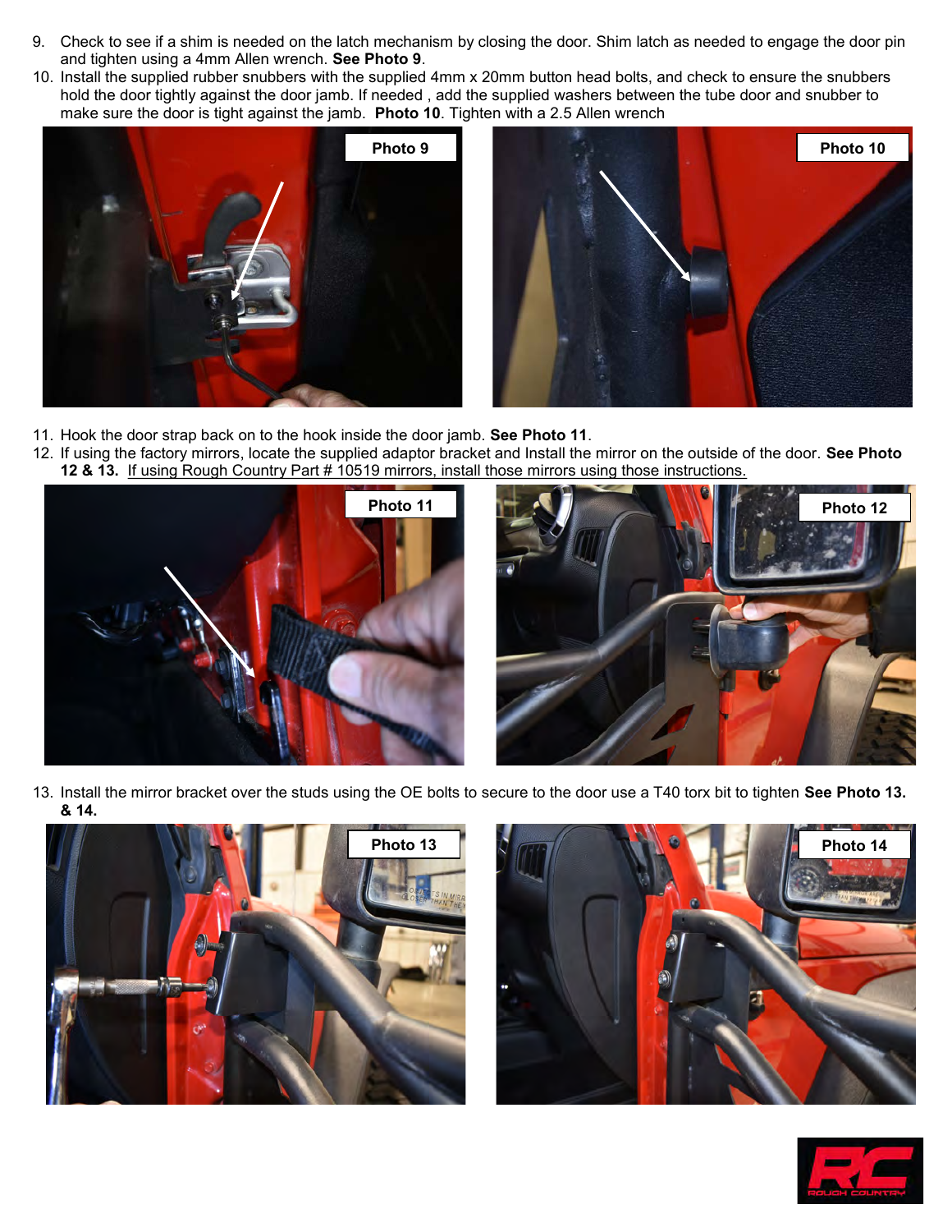9. Check to see if a shim is needed on the latch mechanism by closing the door. Shim latch as needed to engage the door pin and tighten using a 4mm Allen wrench. **See Photo 9**.
10. Install the supplied rubber snubbers with the supplied 4mm x 20mm button head bolts, and check to ensure the snubbers hold the door tightly against the door jamb. If needed , add the supplied washers between the tube door and snubber to make sure the door is tight against the jamb. **Photo 10**. Tighten with a 2.5 Allen wrench

Photo 9

Photo 10

11. Hook the door strap back on to the hook inside the door jamb. **See Photo 11**.
12. If using the factory mirrors, locate the supplied adaptor bracket and Install the mirror on the outside of the door. **See Photo 12 & 13.** If using Rough Country Part # 10519 mirrors, install those mirrors using those instructions.

Photo 11

Photo 12

13. Install the mirror bracket over the studs using the OE bolts to secure to the door use a T40 torx bit to tighten **See Photo 13. & 14.**

Photo 13

Photo 14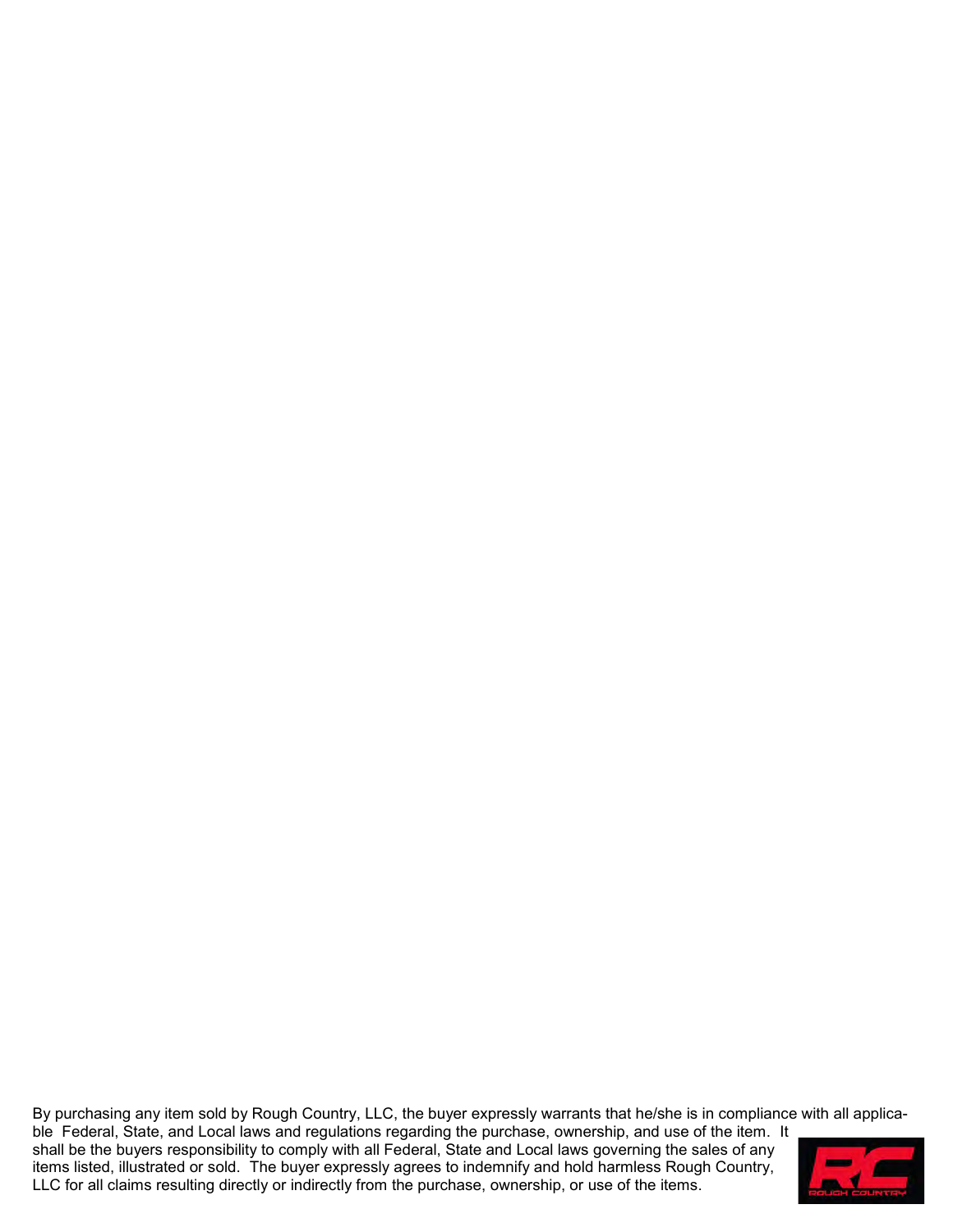By purchasing any item sold by Rough Country, LLC, the buyer expressly warrants that he/she is in compliance with all applicable Federal, State, and Local laws and regulations regarding the purchase, ownership, and use of the item. It shall be the buyers responsibility to comply with all Federal, State and Local laws governing the sales of any items listed, illustrated or sold. The buyer expressly agrees to indemnify and hold harmless Rough Country, LLC for all claims resulting directly or indirectly from the purchase, ownership, or use of the items.